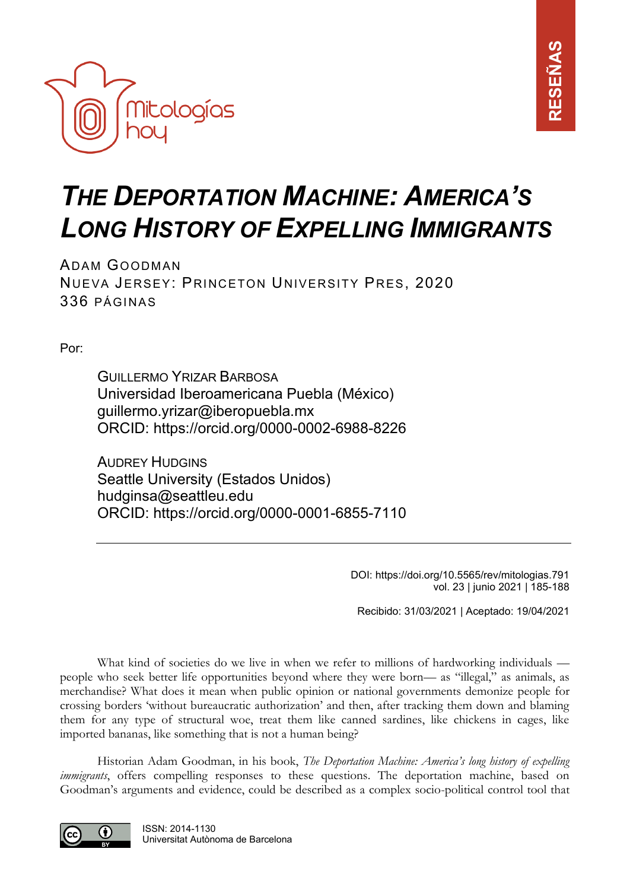RESEÑAS

# *THE DEPORTATION MACHINE: AMERICA'S LONG HISTORY OF EXPELLING IMMIGRANTS*

ADAM GOODMAN
NUEVA JERSEY: PRINCETON UNIVERSITY PRES, 2020
336 PÁGINAS

Por:

GUILLERMO YRIZAR BARBOSA
Universidad Iberoamericana Puebla (México)
guillermo.yrizar@iberopuebla.mx
ORCID: https://orcid.org/0000-0002-6988-8226

AUDREY HUDGINS
Seattle University (Estados Unidos)
hudginsa@seattleu.edu
ORCID: https://orcid.org/0000-0001-6855-7110

---

DOI: https://doi.org/10.5565/rev/mitologias.791
vol. 23 | junio 2021 | 185-188

Recibido: 31/03/2021 | Aceptado: 19/04/2021

What kind of societies do we live in when we refer to millions of hardworking individuals —people who seek better life opportunities beyond where they were born— as "illegal," as animals, as merchandise? What does it mean when public opinion or national governments demonize people for crossing borders 'without bureaucratic authorization' and then, after tracking them down and blaming them for any type of structural woe, treat them like canned sardines, like chickens in cages, like imported bananas, like something that is not a human being?

Historian Adam Goodman, in his book, *The Deportation Machine: America's long history of expelling immigrants*, offers compelling responses to these questions. The deportation machine, based on Goodman's arguments and evidence, could be described as a complex socio-political control tool that

ISSN: 2014-1130
Universitat Autònoma de Barcelona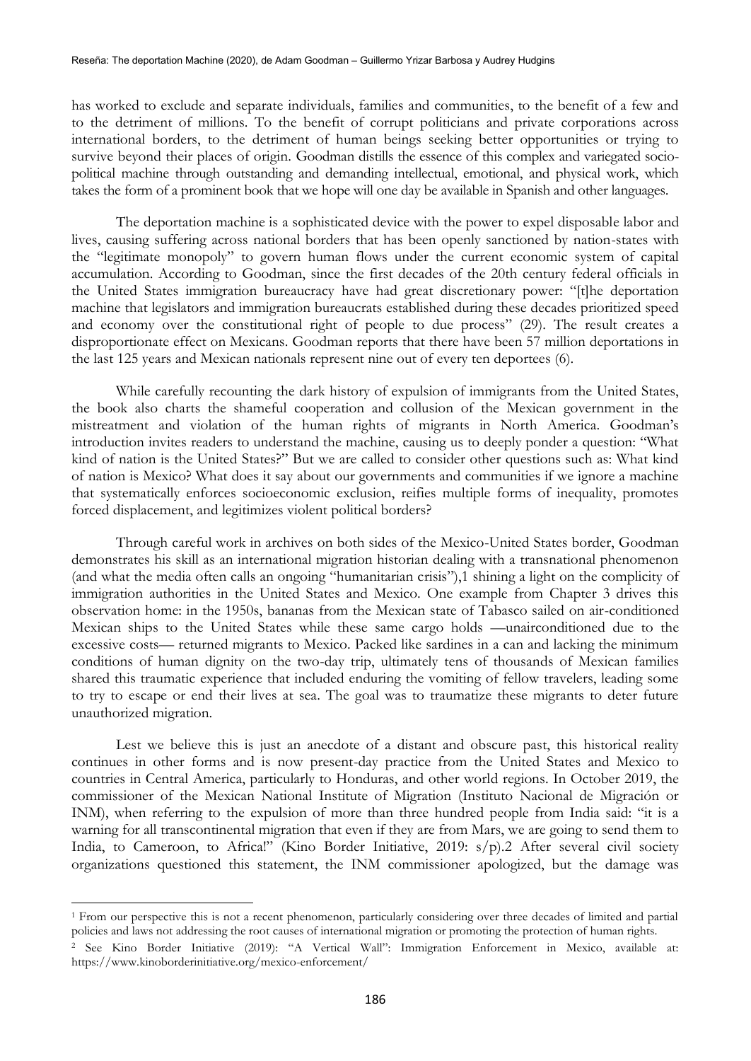has worked to exclude and separate individuals, families and communities, to the benefit of a few and to the detriment of millions. To the benefit of corrupt politicians and private corporations across international borders, to the detriment of human beings seeking better opportunities or trying to survive beyond their places of origin. Goodman distills the essence of this complex and variegated socio-political machine through outstanding and demanding intellectual, emotional, and physical work, which takes the form of a prominent book that we hope will one day be available in Spanish and other languages.

The deportation machine is a sophisticated device with the power to expel disposable labor and lives, causing suffering across national borders that has been openly sanctioned by nation-states with the "legitimate monopoly" to govern human flows under the current economic system of capital accumulation. According to Goodman, since the first decades of the 20th century federal officials in the United States immigration bureaucracy have had great discretionary power: "[t]he deportation machine that legislators and immigration bureaucrats established during these decades prioritized speed and economy over the constitutional right of people to due process" (29). The result creates a disproportionate effect on Mexicans. Goodman reports that there have been 57 million deportations in the last 125 years and Mexican nationals represent nine out of every ten deportees (6).

While carefully recounting the dark history of expulsion of immigrants from the United States, the book also charts the shameful cooperation and collusion of the Mexican government in the mistreatment and violation of the human rights of migrants in North America. Goodman's introduction invites readers to understand the machine, causing us to deeply ponder a question: "What kind of nation is the United States?" But we are called to consider other questions such as: What kind of nation is Mexico? What does it say about our governments and communities if we ignore a machine that systematically enforces socioeconomic exclusion, reifies multiple forms of inequality, promotes forced displacement, and legitimizes violent political borders?

Through careful work in archives on both sides of the Mexico-United States border, Goodman demonstrates his skill as an international migration historian dealing with a transnational phenomenon (and what the media often calls an ongoing "humanitarian crisis"),[1] shining a light on the complicity of immigration authorities in the United States and Mexico. One example from Chapter 3 drives this observation home: in the 1950s, bananas from the Mexican state of Tabasco sailed on air-conditioned Mexican ships to the United States while these same cargo holds —unairconditioned due to the excessive costs— returned migrants to Mexico. Packed like sardines in a can and lacking the minimum conditions of human dignity on the two-day trip, ultimately tens of thousands of Mexican families shared this traumatic experience that included enduring the vomiting of fellow travelers, leading some to try to escape or end their lives at sea. The goal was to traumatize these migrants to deter future unauthorized migration.

Lest we believe this is just an anecdote of a distant and obscure past, this historical reality continues in other forms and is now present-day practice from the United States and Mexico to countries in Central America, particularly to Honduras, and other world regions. In October 2019, the commissioner of the Mexican National Institute of Migration (Instituto Nacional de Migración or INM), when referring to the expulsion of more than three hundred people from India said: "it is a warning for all transcontinental migration that even if they are from Mars, we are going to send them to India, to Cameroon, to Africa!" (Kino Border Initiative, 2019: s/p).[2] After several civil society organizations questioned this statement, the INM commissioner apologized, but the damage was

[1] From our perspective this is not a recent phenomenon, particularly considering over three decades of limited and partial policies and laws not addressing the root causes of international migration or promoting the protection of human rights.

[2] See Kino Border Initiative (2019): "A Vertical Wall": Immigration Enforcement in Mexico, available at: https://www.kinoborderinitiative.org/mexico-enforcement/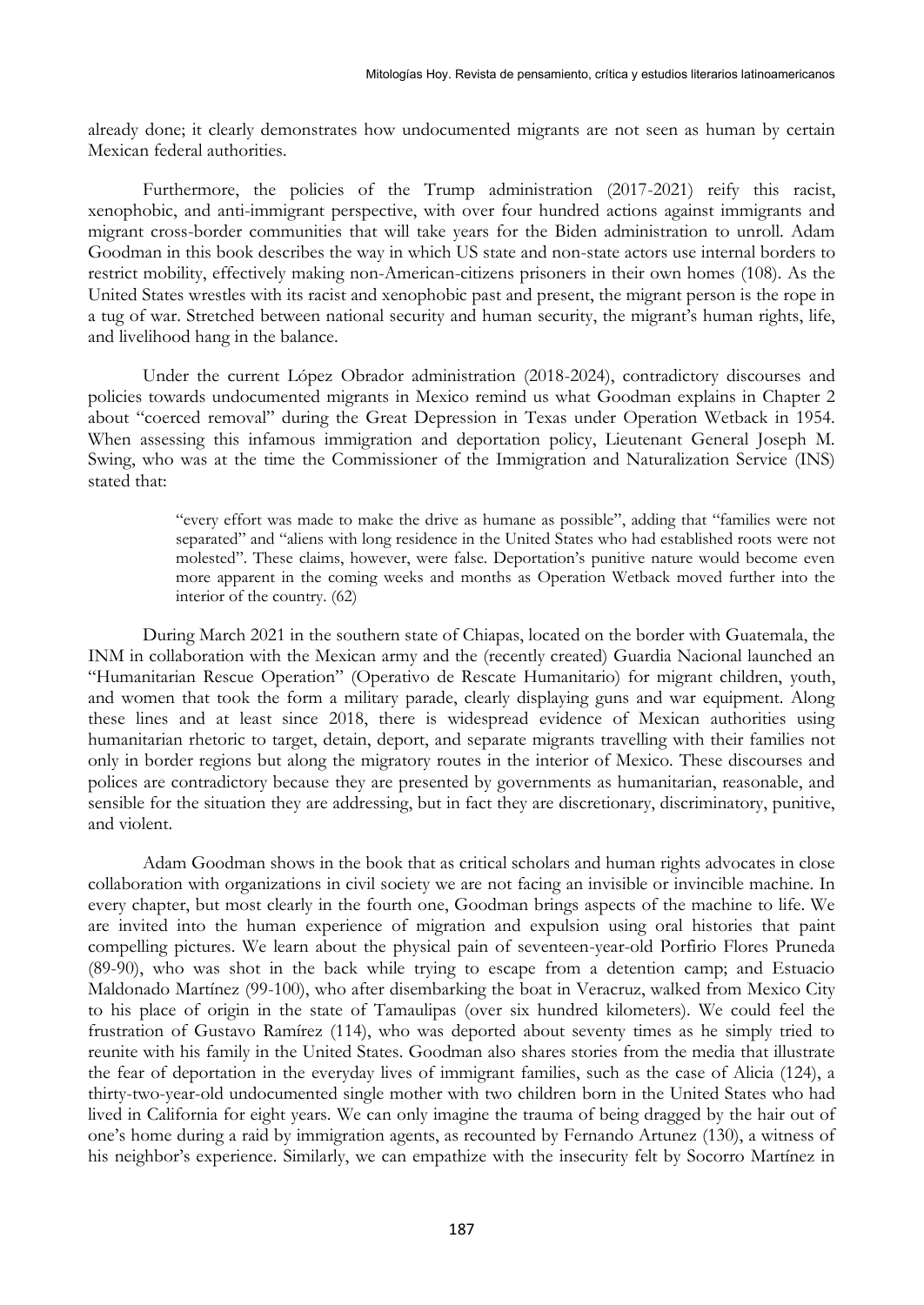already done; it clearly demonstrates how undocumented migrants are not seen as human by certain Mexican federal authorities.

Furthermore, the policies of the Trump administration (2017-2021) reify this racist, xenophobic, and anti-immigrant perspective, with over four hundred actions against immigrants and migrant cross-border communities that will take years for the Biden administration to unroll. Adam Goodman in this book describes the way in which US state and non-state actors use internal borders to restrict mobility, effectively making non-American-citizens prisoners in their own homes (108). As the United States wrestles with its racist and xenophobic past and present, the migrant person is the rope in a tug of war. Stretched between national security and human security, the migrant's human rights, life, and livelihood hang in the balance.

Under the current López Obrador administration (2018-2024), contradictory discourses and policies towards undocumented migrants in Mexico remind us what Goodman explains in Chapter 2 about "coerced removal" during the Great Depression in Texas under Operation Wetback in 1954. When assessing this infamous immigration and deportation policy, Lieutenant General Joseph M. Swing, who was at the time the Commissioner of the Immigration and Naturalization Service (INS) stated that:

> "every effort was made to make the drive as humane as possible", adding that "families were not separated" and "aliens with long residence in the United States who had established roots were not molested". These claims, however, were false. Deportation's punitive nature would become even more apparent in the coming weeks and months as Operation Wetback moved further into the interior of the country. (62)

During March 2021 in the southern state of Chiapas, located on the border with Guatemala, the INM in collaboration with the Mexican army and the (recently created) Guardia Nacional launched an "Humanitarian Rescue Operation" (Operativo de Rescate Humanitario) for migrant children, youth, and women that took the form a military parade, clearly displaying guns and war equipment. Along these lines and at least since 2018, there is widespread evidence of Mexican authorities using humanitarian rhetoric to target, detain, deport, and separate migrants travelling with their families not only in border regions but along the migratory routes in the interior of Mexico. These discourses and polices are contradictory because they are presented by governments as humanitarian, reasonable, and sensible for the situation they are addressing, but in fact they are discretionary, discriminatory, punitive, and violent.

Adam Goodman shows in the book that as critical scholars and human rights advocates in close collaboration with organizations in civil society we are not facing an invisible or invincible machine. In every chapter, but most clearly in the fourth one, Goodman brings aspects of the machine to life. We are invited into the human experience of migration and expulsion using oral histories that paint compelling pictures. We learn about the physical pain of seventeen-year-old Porfirio Flores Pruneda (89-90), who was shot in the back while trying to escape from a detention camp; and Estuacio Maldonado Martínez (99-100), who after disembarking the boat in Veracruz, walked from Mexico City to his place of origin in the state of Tamaulipas (over six hundred kilometers). We could feel the frustration of Gustavo Ramírez (114), who was deported about seventy times as he simply tried to reunite with his family in the United States. Goodman also shares stories from the media that illustrate the fear of deportation in the everyday lives of immigrant families, such as the case of Alicia (124), a thirty-two-year-old undocumented single mother with two children born in the United States who had lived in California for eight years. We can only imagine the trauma of being dragged by the hair out of one's home during a raid by immigration agents, as recounted by Fernando Artunez (130), a witness of his neighbor's experience. Similarly, we can empathize with the insecurity felt by Socorro Martínez in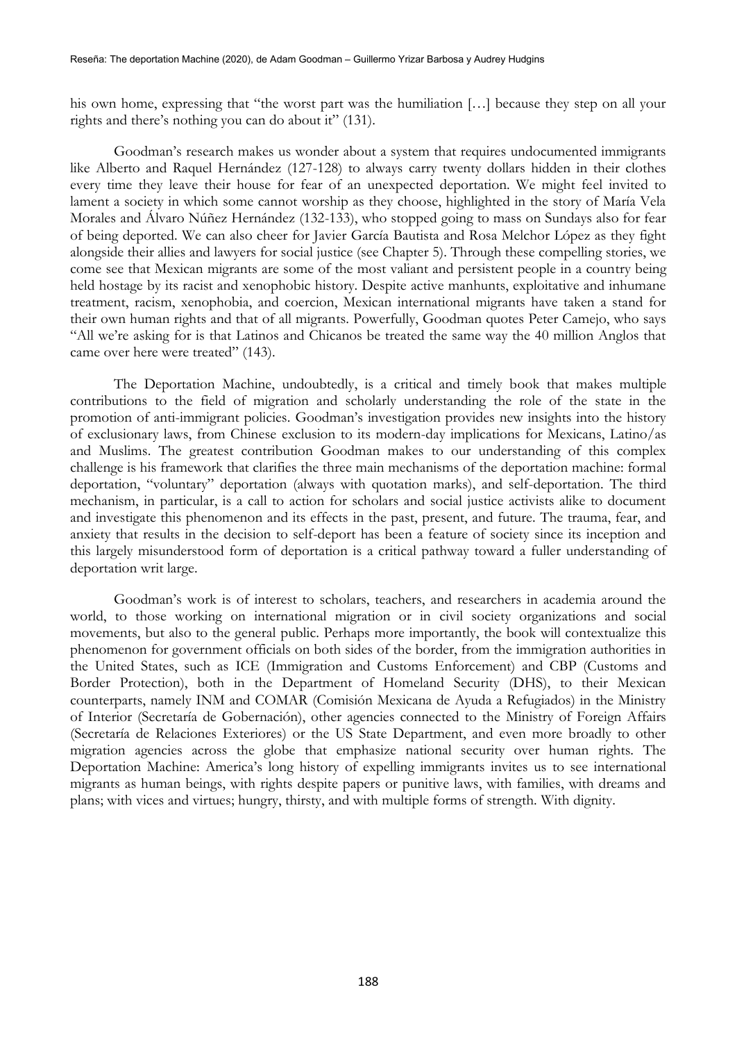his own home, expressing that "the worst part was the humiliation […] because they step on all your rights and there's nothing you can do about it" (131).

Goodman's research makes us wonder about a system that requires undocumented immigrants like Alberto and Raquel Hernández (127-128) to always carry twenty dollars hidden in their clothes every time they leave their house for fear of an unexpected deportation. We might feel invited to lament a society in which some cannot worship as they choose, highlighted in the story of María Vela Morales and Álvaro Núñez Hernández (132-133), who stopped going to mass on Sundays also for fear of being deported. We can also cheer for Javier García Bautista and Rosa Melchor López as they fight alongside their allies and lawyers for social justice (see Chapter 5). Through these compelling stories, we come see that Mexican migrants are some of the most valiant and persistent people in a country being held hostage by its racist and xenophobic history. Despite active manhunts, exploitative and inhumane treatment, racism, xenophobia, and coercion, Mexican international migrants have taken a stand for their own human rights and that of all migrants. Powerfully, Goodman quotes Peter Camejo, who says "All we're asking for is that Latinos and Chicanos be treated the same way the 40 million Anglos that came over here were treated" (143).

The Deportation Machine, undoubtedly, is a critical and timely book that makes multiple contributions to the field of migration and scholarly understanding the role of the state in the promotion of anti-immigrant policies. Goodman's investigation provides new insights into the history of exclusionary laws, from Chinese exclusion to its modern-day implications for Mexicans, Latino/as and Muslims. The greatest contribution Goodman makes to our understanding of this complex challenge is his framework that clarifies the three main mechanisms of the deportation machine: formal deportation, "voluntary" deportation (always with quotation marks), and self-deportation. The third mechanism, in particular, is a call to action for scholars and social justice activists alike to document and investigate this phenomenon and its effects in the past, present, and future. The trauma, fear, and anxiety that results in the decision to self-deport has been a feature of society since its inception and this largely misunderstood form of deportation is a critical pathway toward a fuller understanding of deportation writ large.

Goodman's work is of interest to scholars, teachers, and researchers in academia around the world, to those working on international migration or in civil society organizations and social movements, but also to the general public. Perhaps more importantly, the book will contextualize this phenomenon for government officials on both sides of the border, from the immigration authorities in the United States, such as ICE (Immigration and Customs Enforcement) and CBP (Customs and Border Protection), both in the Department of Homeland Security (DHS), to their Mexican counterparts, namely INM and COMAR (Comisión Mexicana de Ayuda a Refugiados) in the Ministry of Interior (Secretaría de Gobernación), other agencies connected to the Ministry of Foreign Affairs (Secretaría de Relaciones Exteriores) or the US State Department, and even more broadly to other migration agencies across the globe that emphasize national security over human rights. The Deportation Machine: America's long history of expelling immigrants invites us to see international migrants as human beings, with rights despite papers or punitive laws, with families, with dreams and plans; with vices and virtues; hungry, thirsty, and with multiple forms of strength. With dignity.